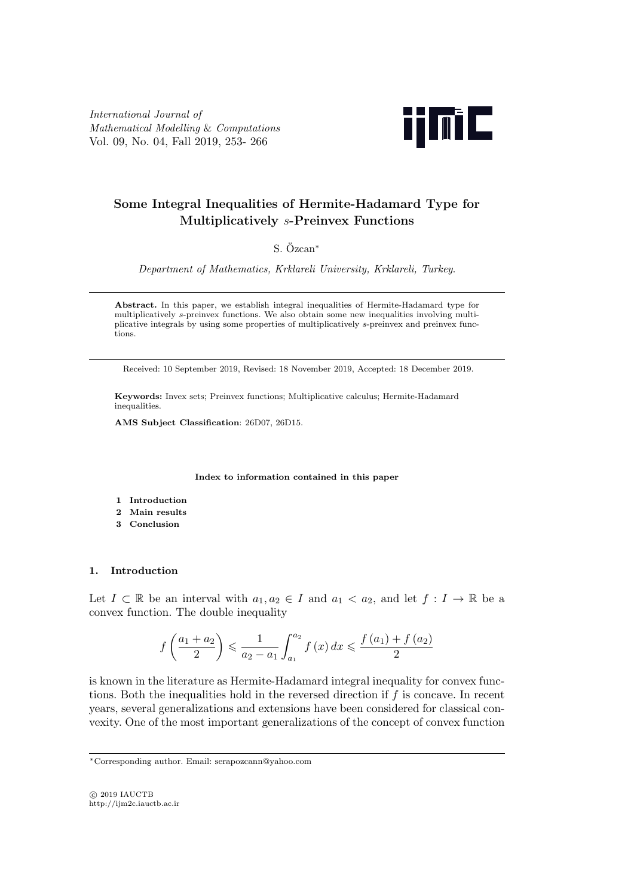*International Journal of Mathematical Modelling & Computations*
Vol. 09, No. 04, Fall 2019, 253- 266

# Some Integral Inequalities of Hermite-Hadamard Type for Multiplicatively $s$-Preinvex Functions

S. Özcan*

*Department of Mathematics, Krklareli University, Krklareli, Turkey.*

**Abstract.** In this paper, we establish integral inequalities of Hermite-Hadamard type for multiplicatively $s$-preinvex functions. We also obtain some new inequalities involving multiplicative integrals by using some properties of multiplicatively $s$-preinvex and preinvex functions.

Received: 10 September 2019, Revised: 18 November 2019, Accepted: 18 December 2019.

**Keywords:** Invex sets; Preinvex functions; Multiplicative calculus; Hermite-Hadamard inequalities.

**AMS Subject Classification**: 26D07, 26D15.

**Index to information contained in this paper**

1. **Introduction**
2. **Main results**
3. **Conclusion**

## 1. Introduction

Let $I \subset \mathbb{R}$ be an interval with $a_1, a_2 \in I$ and $a_1 < a_2$, and let $f : I \to \mathbb{R}$ be a convex function. The double inequality

$$f\left(\frac{a_1 + a_2}{2}\right) \leqslant \frac{1}{a_2 - a_1} \int_{a_1}^{a_2} f(x)\, dx \leqslant \frac{f(a_1) + f(a_2)}{2}$$

is known in the literature as Hermite-Hadamard integral inequality for convex functions. Both the inequalities hold in the reversed direction if $f$ is concave. In recent years, several generalizations and extensions have been considered for classical convexity. One of the most important generalizations of the concept of convex function

*Corresponding author. Email: serapozcann@yahoo.com

© 2019 IAUCTB
http://ijm2c.iauctb.ac.ir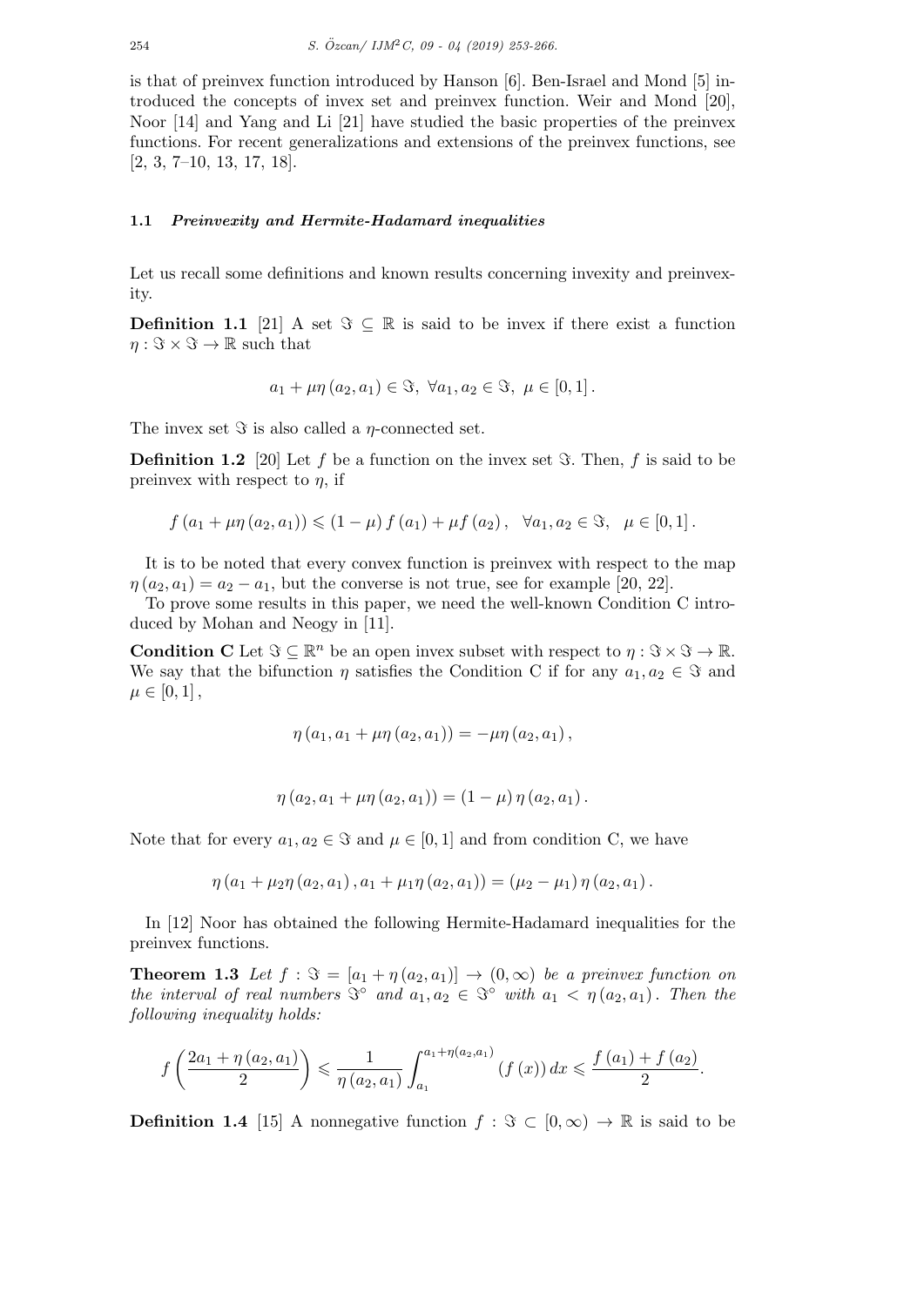is that of preinvex function introduced by Hanson [6]. Ben-Israel and Mond [5] introduced the concepts of invex set and preinvex function. Weir and Mond [20], Noor [14] and Yang and Li [21] have studied the basic properties of the preinvex functions. For recent generalizations and extensions of the preinvex functions, see [2, 3, 7–10, 13, 17, 18].

### 1.1 *Preinvexity and Hermite-Hadamard inequalities*

Let us recall some definitions and known results concerning invexity and preinvexity.

**Definition 1.1** [21] A set $\Im \subseteq \mathbb{R}$ is said to be invex if there exist a function $\eta : \Im \times \Im \to \mathbb{R}$ such that

$$a_1 + \mu\eta(a_2, a_1) \in \Im, \ \forall a_1, a_2 \in \Im, \ \mu \in [0, 1].$$

The invex set $\Im$ is also called a $\eta$-connected set.

**Definition 1.2** [20] Let $f$ be a function on the invex set $\Im$. Then, $f$ is said to be preinvex with respect to $\eta$, if

$$f(a_1 + \mu\eta(a_2, a_1)) \leqslant (1 - \mu) f(a_1) + \mu f(a_2), \quad \forall a_1, a_2 \in \Im, \quad \mu \in [0, 1].$$

It is to be noted that every convex function is preinvex with respect to the map $\eta(a_2, a_1) = a_2 - a_1$, but the converse is not true, see for example [20, 22].

To prove some results in this paper, we need the well-known Condition C introduced by Mohan and Neogy in [11].

**Condition C** Let $\Im \subseteq \mathbb{R}^n$ be an open invex subset with respect to $\eta : \Im \times \Im \to \mathbb{R}$. We say that the bifunction $\eta$ satisfies the Condition C if for any $a_1, a_2 \in \Im$ and $\mu \in [0, 1]$,

$$\eta(a_1, a_1 + \mu\eta(a_2, a_1)) = -\mu\eta(a_2, a_1),$$

$$\eta(a_2, a_1 + \mu\eta(a_2, a_1)) = (1 - \mu)\eta(a_2, a_1).$$

Note that for every $a_1, a_2 \in \Im$ and $\mu \in [0, 1]$ and from condition C, we have

$$\eta(a_1 + \mu_2\eta(a_2, a_1), a_1 + \mu_1\eta(a_2, a_1)) = (\mu_2 - \mu_1)\eta(a_2, a_1).$$

In [12] Noor has obtained the following Hermite-Hadamard inequalities for the preinvex functions.

**Theorem 1.3** *Let $f : \Im = [a_1 + \eta(a_2, a_1)] \to (0, \infty)$ be a preinvex function on the interval of real numbers $\Im^\circ$ and $a_1, a_2 \in \Im^\circ$ with $a_1 < \eta(a_2, a_1)$. Then the following inequality holds:*

$$f\left(\frac{2a_1 + \eta(a_2, a_1)}{2}\right) \leqslant \frac{1}{\eta(a_2, a_1)} \int_{a_1}^{a_1 + \eta(a_2, a_1)} (f(x))\,dx \leqslant \frac{f(a_1) + f(a_2)}{2}.$$

**Definition 1.4** [15] A nonnegative function $f : \Im \subset [0, \infty) \to \mathbb{R}$ is said to be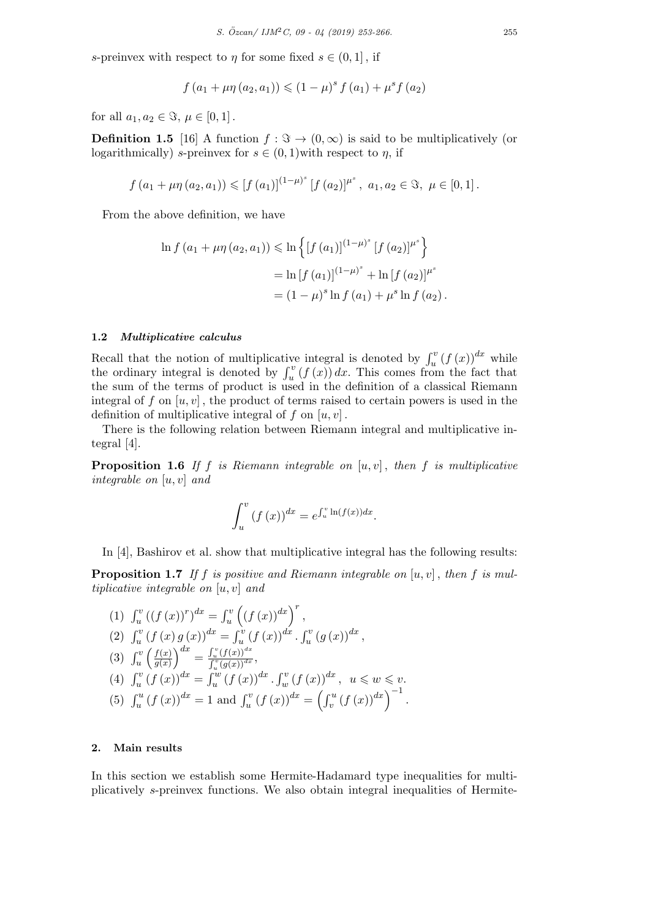$s$-preinvex with respect to $\eta$ for some fixed $s \in (0,1]$, if

$$f\left(a_1 + \mu\eta\left(a_2, a_1\right)\right) \leqslant (1-\mu)^s f\left(a_1\right) + \mu^s f\left(a_2\right)$$

for all $a_1, a_2 \in \Im$, $\mu \in [0,1]$.

**Definition 1.5** [16] A function $f : \Im \to (0,\infty)$ is said to be multiplicatively (or logarithmically) $s$-preinvex for $s \in (0,1)$with respect to $\eta$, if

$$f\left(a_1 + \mu\eta\left(a_2, a_1\right)\right) \leqslant \left[f\left(a_1\right)\right]^{(1-\mu)^s} \left[f\left(a_2\right)\right]^{\mu^s}, \ a_1, a_2 \in \Im, \ \mu \in [0,1].$$

From the above definition, we have

$$\begin{aligned}
\ln f\left(a_1 + \mu\eta\left(a_2, a_1\right)\right) &\leqslant \ln\left\{\left[f\left(a_1\right)\right]^{(1-\mu)^s} \left[f\left(a_2\right)\right]^{\mu^s}\right\} \\
&= \ln\left[f\left(a_1\right)\right]^{(1-\mu)^s} + \ln\left[f\left(a_2\right)\right]^{\mu^s} \\
&= (1-\mu)^s \ln f\left(a_1\right) + \mu^s \ln f\left(a_2\right).
\end{aligned}$$

### 1.2 *Multiplicative calculus*

Recall that the notion of multiplicative integral is denoted by $\int_u^v (f(x))^{dx}$ while the ordinary integral is denoted by $\int_u^v (f(x))\,dx$. This comes from the fact that the sum of the terms of product is used in the definition of a classical Riemann integral of $f$ on $[u,v]$, the product of terms raised to certain powers is used in the definition of multiplicative integral of $f$ on $[u,v]$.

There is the following relation between Riemann integral and multiplicative integral [4].

**Proposition 1.6** *If $f$ is Riemann integrable on $[u,v]$, then $f$ is multiplicative integrable on $[u,v]$ and*

$$\int_u^v (f(x))^{dx} = e^{\int_u^v \ln(f(x))dx}.$$

In [4], Bashirov et al. show that multiplicative integral has the following results:

**Proposition 1.7** *If $f$ is positive and Riemann integrable on $[u,v]$, then $f$ is multiplicative integrable on $[u,v]$ and*

(1) $\int_u^v ((f(x))^r)^{dx} = \int_u^v \left((f(x))^{dx}\right)^r$,

(2) $\int_u^v (f(x)\,g(x))^{dx} = \int_u^v (f(x))^{dx} \cdot \int_u^v (g(x))^{dx}$,

(3) $\int_u^v \left(\frac{f(x)}{g(x)}\right)^{dx} = \frac{\int_u^v (f(x))^{dx}}{\int_u^v (g(x))^{dx}}$,

(4) $\int_u^v (f(x))^{dx} = \int_u^w (f(x))^{dx} \cdot \int_w^v (f(x))^{dx}$, $\ u \leqslant w \leqslant v$.

(5) $\int_u^u (f(x))^{dx} = 1$ and $\int_u^v (f(x))^{dx} = \left(\int_v^u (f(x))^{dx}\right)^{-1}$.

## 2. Main results

In this section we establish some Hermite-Hadamard type inequalities for multiplicatively $s$-preinvex functions. We also obtain integral inequalities of Hermite-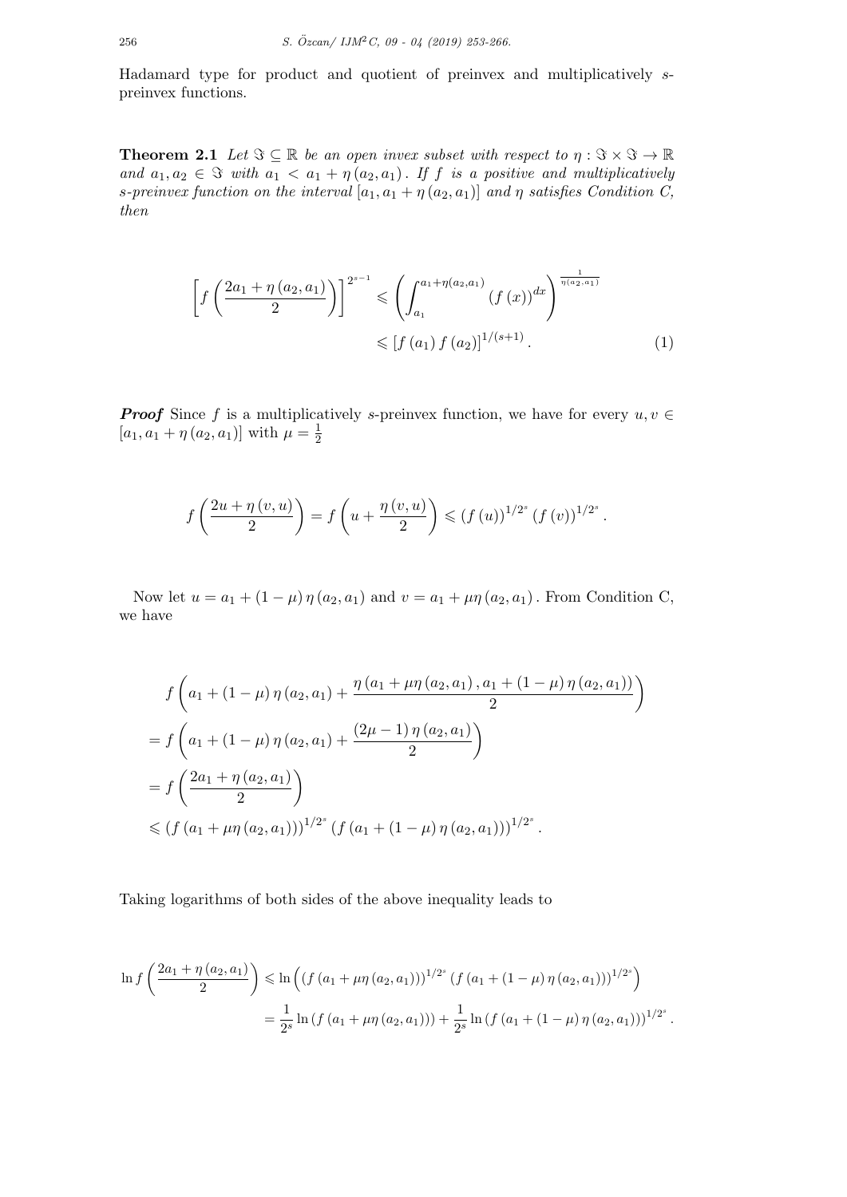Hadamard type for product and quotient of preinvex and multiplicatively $s$-preinvex functions.

**Theorem 2.1** *Let $\Im \subseteq \mathbb{R}$ be an open invex subset with respect to $\eta : \Im \times \Im \to \mathbb{R}$ and $a_1, a_2 \in \Im$ with $a_1 < a_1 + \eta(a_2, a_1)$. If $f$ is a positive and multiplicatively $s$-preinvex function on the interval $[a_1, a_1 + \eta(a_2, a_1)]$ and $\eta$ satisfies Condition C, then*

$$\left[ f\left( \frac{2a_1 + \eta(a_2, a_1)}{2} \right) \right]^{2^{s-1}} \leqslant \left( \int_{a_1}^{a_1 + \eta(a_2, a_1)} (f(x))^{dx} \right)^{\frac{1}{\eta(a_2, a_1)}} \leqslant [f(a_1) f(a_2)]^{1/(s+1)}. \tag{1}$$

***Proof*** Since $f$ is a multiplicatively $s$-preinvex function, we have for every $u, v \in [a_1, a_1 + \eta(a_2, a_1)]$ with $\mu = \frac{1}{2}$

$$f\left( \frac{2u + \eta(v, u)}{2} \right) = f\left( u + \frac{\eta(v, u)}{2} \right) \leqslant (f(u))^{1/2^s} (f(v))^{1/2^s}.$$

Now let $u = a_1 + (1 - \mu)\eta(a_2, a_1)$ and $v = a_1 + \mu\eta(a_2, a_1)$. From Condition C, we have

$$\begin{aligned}
& f\left( a_1 + (1 - \mu)\eta(a_2, a_1) + \frac{\eta(a_1 + \mu\eta(a_2, a_1), a_1 + (1 - \mu)\eta(a_2, a_1))}{2} \right) \\
&= f\left( a_1 + (1 - \mu)\eta(a_2, a_1) + \frac{(2\mu - 1)\eta(a_2, a_1)}{2} \right) \\
&= f\left( \frac{2a_1 + \eta(a_2, a_1)}{2} \right) \\
&\leqslant (f(a_1 + \mu\eta(a_2, a_1)))^{1/2^s} (f(a_1 + (1 - \mu)\eta(a_2, a_1)))^{1/2^s}.
\end{aligned}$$

Taking logarithms of both sides of the above inequality leads to

$$\begin{aligned}
\ln f\left( \frac{2a_1 + \eta(a_2, a_1)}{2} \right) &\leqslant \ln\left( (f(a_1 + \mu\eta(a_2, a_1)))^{1/2^s} (f(a_1 + (1 - \mu)\eta(a_2, a_1)))^{1/2^s} \right) \\
&= \frac{1}{2^s} \ln(f(a_1 + \mu\eta(a_2, a_1))) + \frac{1}{2^s} \ln(f(a_1 + (1 - \mu)\eta(a_2, a_1)))^{1/2^s}.
\end{aligned}$$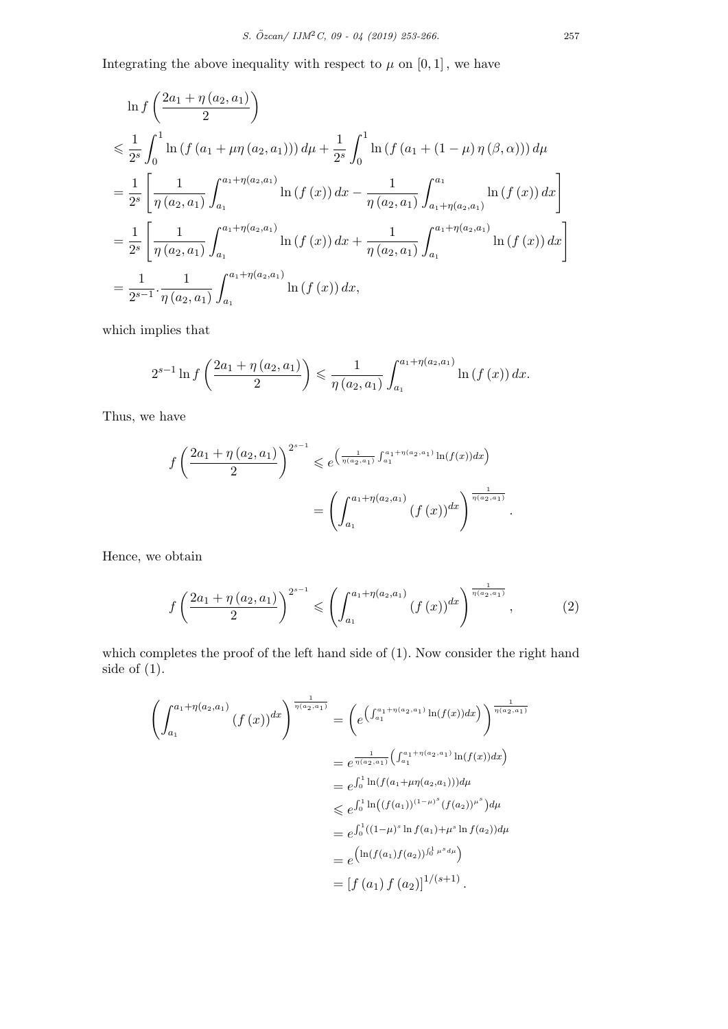Integrating the above inequality with respect to $\mu$ on $[0,1]$, we have

$$
\begin{aligned}
&\ln f\left(\frac{2a_1+\eta(a_2,a_1)}{2}\right) \\
&\leqslant \frac{1}{2^s}\int_0^1 \ln\left(f\left(a_1+\mu\eta(a_2,a_1)\right)\right)d\mu + \frac{1}{2^s}\int_0^1 \ln\left(f\left(a_1+(1-\mu)\eta(\beta,\alpha)\right)\right)d\mu \\
&= \frac{1}{2^s}\left[\frac{1}{\eta(a_2,a_1)}\int_{a_1}^{a_1+\eta(a_2,a_1)} \ln(f(x))\,dx - \frac{1}{\eta(a_2,a_1)}\int_{a_1+\eta(a_2,a_1)}^{a_1} \ln(f(x))\,dx\right] \\
&= \frac{1}{2^s}\left[\frac{1}{\eta(a_2,a_1)}\int_{a_1}^{a_1+\eta(a_2,a_1)} \ln(f(x))\,dx + \frac{1}{\eta(a_2,a_1)}\int_{a_1}^{a_1+\eta(a_2,a_1)} \ln(f(x))\,dx\right] \\
&= \frac{1}{2^{s-1}}\cdot\frac{1}{\eta(a_2,a_1)}\int_{a_1}^{a_1+\eta(a_2,a_1)} \ln(f(x))\,dx,
\end{aligned}
$$

which implies that

$$
2^{s-1}\ln f\left(\frac{2a_1+\eta(a_2,a_1)}{2}\right) \leqslant \frac{1}{\eta(a_2,a_1)}\int_{a_1}^{a_1+\eta(a_2,a_1)} \ln(f(x))\,dx.
$$

Thus, we have

$$
\begin{aligned}
f\left(\frac{2a_1+\eta(a_2,a_1)}{2}\right)^{2^{s-1}} &\leqslant e^{\left(\frac{1}{\eta(a_2,a_1)}\int_{a_1}^{a_1+\eta(a_2,a_1)}\ln(f(x))dx\right)} \\
&= \left(\int_{a_1}^{a_1+\eta(a_2,a_1)} (f(x))^{dx}\right)^{\frac{1}{\eta(a_2,a_1)}}.
\end{aligned}
$$

Hence, we obtain

$$
f\left(\frac{2a_1+\eta(a_2,a_1)}{2}\right)^{2^{s-1}} \leqslant \left(\int_{a_1}^{a_1+\eta(a_2,a_1)} (f(x))^{dx}\right)^{\frac{1}{\eta(a_2,a_1)}}, \tag{2}
$$

which completes the proof of the left hand side of (1). Now consider the right hand side of (1).

$$
\begin{aligned}
\left(\int_{a_1}^{a_1+\eta(a_2,a_1)} (f(x))^{dx}\right)^{\frac{1}{\eta(a_2,a_1)}} &= \left(e^{\left(\int_{a_1}^{a_1+\eta(a_2,a_1)}\ln(f(x))dx\right)}\right)^{\frac{1}{\eta(a_2,a_1)}} \\
&= e^{\frac{1}{\eta(a_2,a_1)}\left(\int_{a_1}^{a_1+\eta(a_2,a_1)}\ln(f(x))dx\right)} \\
&= e^{\int_0^1 \ln(f(a_1+\mu\eta(a_2,a_1)))d\mu} \\
&\leqslant e^{\int_0^1 \ln\left((f(a_1))^{(1-\mu)^s}(f(a_2))^{\mu^s}\right)d\mu} \\
&= e^{\int_0^1 ((1-\mu)^s \ln f(a_1) + \mu^s \ln f(a_2))d\mu} \\
&= e^{\left(\ln(f(a_1)f(a_2))\int_0^1 \mu^s d\mu\right)} \\
&= \left[f(a_1)\,f(a_2)\right]^{1/(s+1)}.
\end{aligned}
$$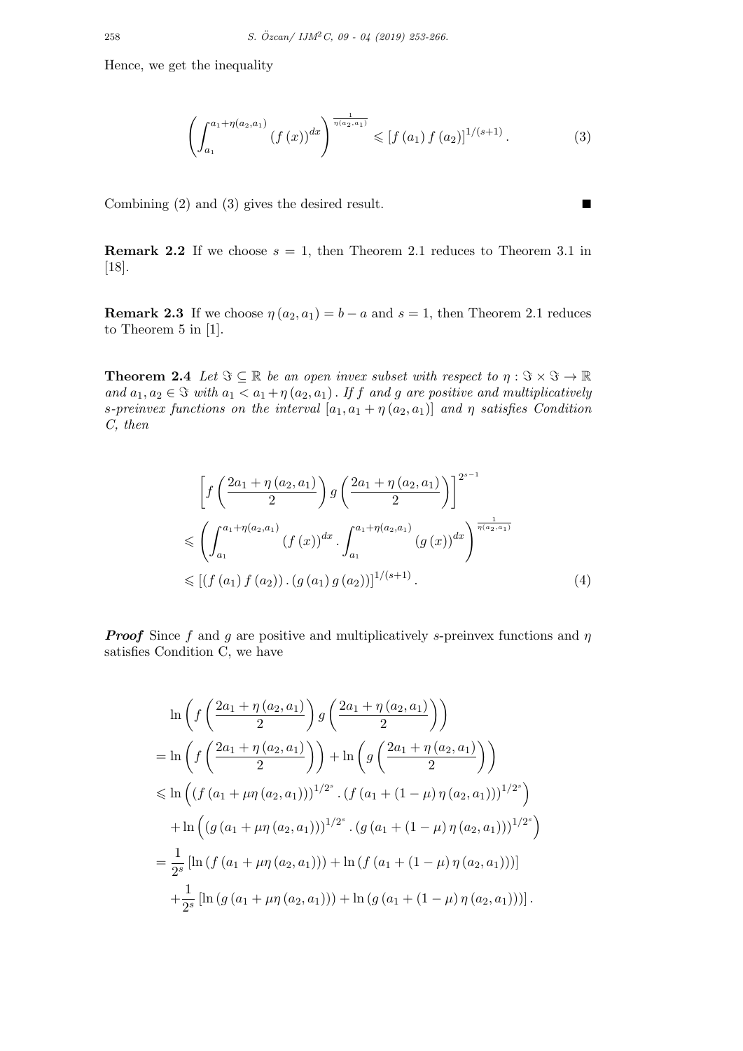Hence, we get the inequality

$$\left(\int_{a_1}^{a_1+\eta(a_2,a_1)} (f(x))^{dx}\right)^{\frac{1}{\eta(a_2,a_1)}} \leqslant [f(a_1) f(a_2)]^{1/(s+1)}. \tag{3}$$

Combining (2) and (3) gives the desired result. ■

**Remark 2.2** If we choose $s = 1$, then Theorem 2.1 reduces to Theorem 3.1 in [18].

**Remark 2.3** If we choose $\eta(a_2, a_1) = b - a$ and $s = 1$, then Theorem 2.1 reduces to Theorem 5 in [1].

**Theorem 2.4** *Let $\Im \subseteq \mathbb{R}$ be an open invex subset with respect to $\eta : \Im \times \Im \to \mathbb{R}$ and $a_1, a_2 \in \Im$ with $a_1 < a_1 + \eta(a_2, a_1)$. If $f$ and $g$ are positive and multiplicatively $s$-preinvex functions on the interval $[a_1, a_1 + \eta(a_2, a_1)]$ and $\eta$ satisfies Condition C, then*

$$\begin{aligned}
&\left[f\left(\frac{2a_1+\eta(a_2,a_1)}{2}\right) g\left(\frac{2a_1+\eta(a_2,a_1)}{2}\right)\right]^{2^{s-1}} \\
&\leqslant \left(\int_{a_1}^{a_1+\eta(a_2,a_1)} (f(x))^{dx} \cdot \int_{a_1}^{a_1+\eta(a_2,a_1)} (g(x))^{dx}\right)^{\frac{1}{\eta(a_2,a_1)}} \\
&\leqslant [(f(a_1) f(a_2)) \cdot (g(a_1) g(a_2))]^{1/(s+1)}.
\end{aligned} \tag{4}$$

***Proof*** Since $f$ and $g$ are positive and multiplicatively $s$-preinvex functions and $\eta$ satisfies Condition C, we have

$$\begin{aligned}
&\ln\left(f\left(\frac{2a_1+\eta(a_2,a_1)}{2}\right) g\left(\frac{2a_1+\eta(a_2,a_1)}{2}\right)\right) \\
&= \ln\left(f\left(\frac{2a_1+\eta(a_2,a_1)}{2}\right)\right) + \ln\left(g\left(\frac{2a_1+\eta(a_2,a_1)}{2}\right)\right) \\
&\leqslant \ln\left((f(a_1+\mu\eta(a_2,a_1)))^{1/2^s} \cdot (f(a_1+(1-\mu)\eta(a_2,a_1)))^{1/2^s}\right) \\
&\quad + \ln\left((g(a_1+\mu\eta(a_2,a_1)))^{1/2^s} \cdot (g(a_1+(1-\mu)\eta(a_2,a_1)))^{1/2^s}\right) \\
&= \frac{1}{2^s}\left[\ln(f(a_1+\mu\eta(a_2,a_1))) + \ln(f(a_1+(1-\mu)\eta(a_2,a_1)))\right] \\
&\quad + \frac{1}{2^s}\left[\ln(g(a_1+\mu\eta(a_2,a_1))) + \ln(g(a_1+(1-\mu)\eta(a_2,a_1)))\right].
\end{aligned}$$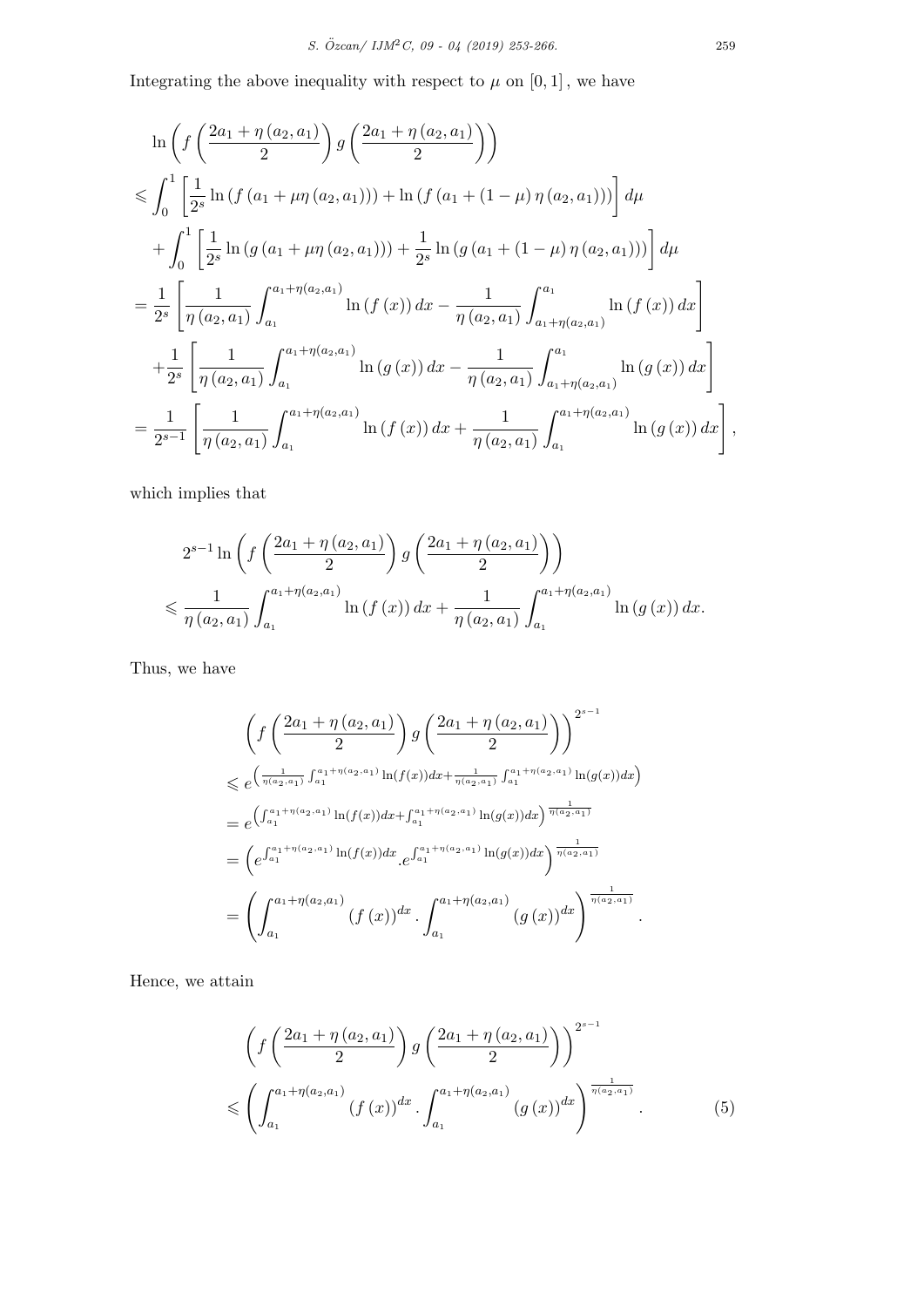Integrating the above inequality with respect to $\mu$ on $[0,1]$, we have

$$
\begin{aligned}
&\ln\left(f\left(\frac{2a_1+\eta(a_2,a_1)}{2}\right)g\left(\frac{2a_1+\eta(a_2,a_1)}{2}\right)\right) \\
&\leqslant \int_0^1\left[\frac{1}{2^s}\ln\left(f\left(a_1+\mu\eta(a_2,a_1)\right)\right)+\ln\left(f\left(a_1+(1-\mu)\eta(a_2,a_1)\right)\right)\right]d\mu \\
&\quad+\int_0^1\left[\frac{1}{2^s}\ln\left(g\left(a_1+\mu\eta(a_2,a_1)\right)\right)+\frac{1}{2^s}\ln\left(g\left(a_1+(1-\mu)\eta(a_2,a_1)\right)\right)\right]d\mu \\
&=\frac{1}{2^s}\left[\frac{1}{\eta(a_2,a_1)}\int_{a_1}^{a_1+\eta(a_2,a_1)}\ln(f(x))\,dx-\frac{1}{\eta(a_2,a_1)}\int_{a_1+\eta(a_2,a_1)}^{a_1}\ln(f(x))\,dx\right] \\
&\quad+\frac{1}{2^s}\left[\frac{1}{\eta(a_2,a_1)}\int_{a_1}^{a_1+\eta(a_2,a_1)}\ln(g(x))\,dx-\frac{1}{\eta(a_2,a_1)}\int_{a_1+\eta(a_2,a_1)}^{a_1}\ln(g(x))\,dx\right] \\
&=\frac{1}{2^{s-1}}\left[\frac{1}{\eta(a_2,a_1)}\int_{a_1}^{a_1+\eta(a_2,a_1)}\ln(f(x))\,dx+\frac{1}{\eta(a_2,a_1)}\int_{a_1}^{a_1+\eta(a_2,a_1)}\ln(g(x))\,dx\right],
\end{aligned}
$$

which implies that

$$
\begin{aligned}
&2^{s-1}\ln\left(f\left(\frac{2a_1+\eta(a_2,a_1)}{2}\right)g\left(\frac{2a_1+\eta(a_2,a_1)}{2}\right)\right) \\
&\leqslant \frac{1}{\eta(a_2,a_1)}\int_{a_1}^{a_1+\eta(a_2,a_1)}\ln(f(x))\,dx+\frac{1}{\eta(a_2,a_1)}\int_{a_1}^{a_1+\eta(a_2,a_1)}\ln(g(x))\,dx.
\end{aligned}
$$

Thus, we have

$$
\begin{aligned}
&\left(f\left(\frac{2a_1+\eta(a_2,a_1)}{2}\right)g\left(\frac{2a_1+\eta(a_2,a_1)}{2}\right)\right)^{2^{s-1}} \\
&\leqslant e^{\left(\frac{1}{\eta(a_2,a_1)}\int_{a_1}^{a_1+\eta(a_2,a_1)}\ln(f(x))dx+\frac{1}{\eta(a_2,a_1)}\int_{a_1}^{a_1+\eta(a_2,a_1)}\ln(g(x))dx\right)} \\
&=e^{\left(\int_{a_1}^{a_1+\eta(a_2,a_1)}\ln(f(x))dx+\int_{a_1}^{a_1+\eta(a_2,a_1)}\ln(g(x))dx\right)\frac{1}{\eta(a_2,a_1)}} \\
&=\left(e^{\int_{a_1}^{a_1+\eta(a_2,a_1)}\ln(f(x))dx}.e^{\int_{a_1}^{a_1+\eta(a_2,a_1)}\ln(g(x))dx}\right)^{\frac{1}{\eta(a_2,a_1)}} \\
&=\left(\int_{a_1}^{a_1+\eta(a_2,a_1)}(f(x))^{dx}.\int_{a_1}^{a_1+\eta(a_2,a_1)}(g(x))^{dx}\right)^{\frac{1}{\eta(a_2,a_1)}}.
\end{aligned}
$$

Hence, we attain

$$
\begin{aligned}
&\left(f\left(\frac{2a_1+\eta(a_2,a_1)}{2}\right)g\left(\frac{2a_1+\eta(a_2,a_1)}{2}\right)\right)^{2^{s-1}} \\
&\leqslant\left(\int_{a_1}^{a_1+\eta(a_2,a_1)}(f(x))^{dx}.\int_{a_1}^{a_1+\eta(a_2,a_1)}(g(x))^{dx}\right)^{\frac{1}{\eta(a_2,a_1)}}. \qquad (5)
\end{aligned}
$$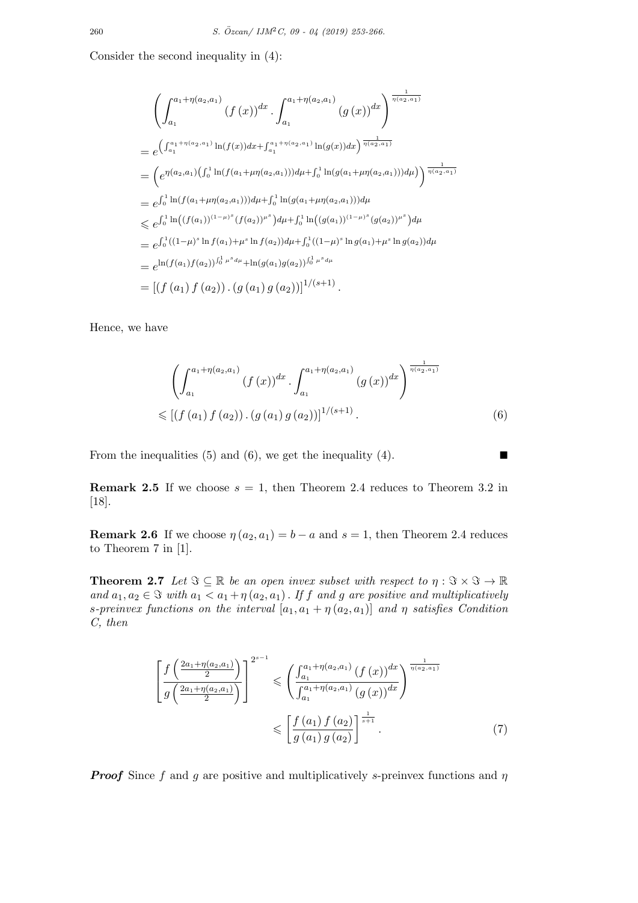Consider the second inequality in (4):

$$
\begin{aligned}
&\left(\int_{a_1}^{a_1+\eta(a_2,a_1)} (f(x))^{dx} \cdot \int_{a_1}^{a_1+\eta(a_2,a_1)} (g(x))^{dx}\right)^{\frac{1}{\eta(a_2,a_1)}} \\
&= e^{\left(\int_{a_1}^{a_1+\eta(a_2,a_1)} \ln(f(x))dx + \int_{a_1}^{a_1+\eta(a_2,a_1)} \ln(g(x))dx\right)^{\frac{1}{\eta(a_2,a_1)}}} \\
&= \left(e^{\eta(a_2,a_1)\left(\int_0^1 \ln(f(a_1+\mu\eta(a_2,a_1)))d\mu + \int_0^1 \ln(g(a_1+\mu\eta(a_2,a_1)))d\mu\right)}\right)^{\frac{1}{\eta(a_2,a_1)}} \\
&= e^{\int_0^1 \ln(f(a_1+\mu\eta(a_2,a_1)))d\mu + \int_0^1 \ln(g(a_1+\mu\eta(a_2,a_1)))d\mu} \\
&\leqslant e^{\int_0^1 \ln\left((f(a_1))^{(1-\mu)^s}(f(a_2))^{\mu^s}\right)d\mu + \int_0^1 \ln\left((g(a_1))^{(1-\mu)^s}(g(a_2))^{\mu^s}\right)d\mu} \\
&= e^{\int_0^1 ((1-\mu)^s \ln f(a_1) + \mu^s \ln f(a_2))d\mu + \int_0^1 ((1-\mu)^s \ln g(a_1) + \mu^s \ln g(a_2))d\mu} \\
&= e^{\ln(f(a_1)f(a_2))\int_0^1 \mu^s d\mu + \ln(g(a_1)g(a_2))\int_0^1 \mu^s d\mu} \\
&= \left[(f(a_1)f(a_2)) \cdot (g(a_1)g(a_2))\right]^{1/(s+1)}.
\end{aligned}
$$

Hence, we have

$$
\begin{aligned}
&\left(\int_{a_1}^{a_1+\eta(a_2,a_1)} (f(x))^{dx} \cdot \int_{a_1}^{a_1+\eta(a_2,a_1)} (g(x))^{dx}\right)^{\frac{1}{\eta(a_2,a_1)}} \\
&\leqslant \left[(f(a_1)f(a_2)) \cdot (g(a_1)g(a_2))\right]^{1/(s+1)}. \qquad (6)
\end{aligned}
$$

From the inequalities (5) and (6), we get the inequality (4). ■

**Remark 2.5** If we choose $s = 1$, then Theorem 2.4 reduces to Theorem 3.2 in [18].

**Remark 2.6** If we choose $\eta(a_2, a_1) = b - a$ and $s = 1$, then Theorem 2.4 reduces to Theorem 7 in [1].

**Theorem 2.7** *Let $\Im \subseteq \mathbb{R}$ be an open invex subset with respect to $\eta : \Im \times \Im \to \mathbb{R}$ and $a_1, a_2 \in \Im$ with $a_1 < a_1 + \eta(a_2, a_1)$. If $f$ and $g$ are positive and multiplicatively s-preinvex functions on the interval $[a_1, a_1 + \eta(a_2, a_1)]$ and $\eta$ satisfies Condition C, then*

$$
\begin{aligned}
\left[\frac{f\left(\frac{2a_1+\eta(a_2,a_1)}{2}\right)}{g\left(\frac{2a_1+\eta(a_2,a_1)}{2}\right)}\right]^{2^{s-1}} &\leqslant \left(\frac{\int_{a_1}^{a_1+\eta(a_2,a_1)} (f(x))^{dx}}{\int_{a_1}^{a_1+\eta(a_2,a_1)} (g(x))^{dx}}\right)^{\frac{1}{\eta(a_2,a_1)}} \\
&\leqslant \left[\frac{f(a_1)f(a_2)}{g(a_1)g(a_2)}\right]^{\frac{1}{s+1}}. \qquad (7)
\end{aligned}
$$

***Proof*** Since $f$ and $g$ are positive and multiplicatively s-preinvex functions and $\eta$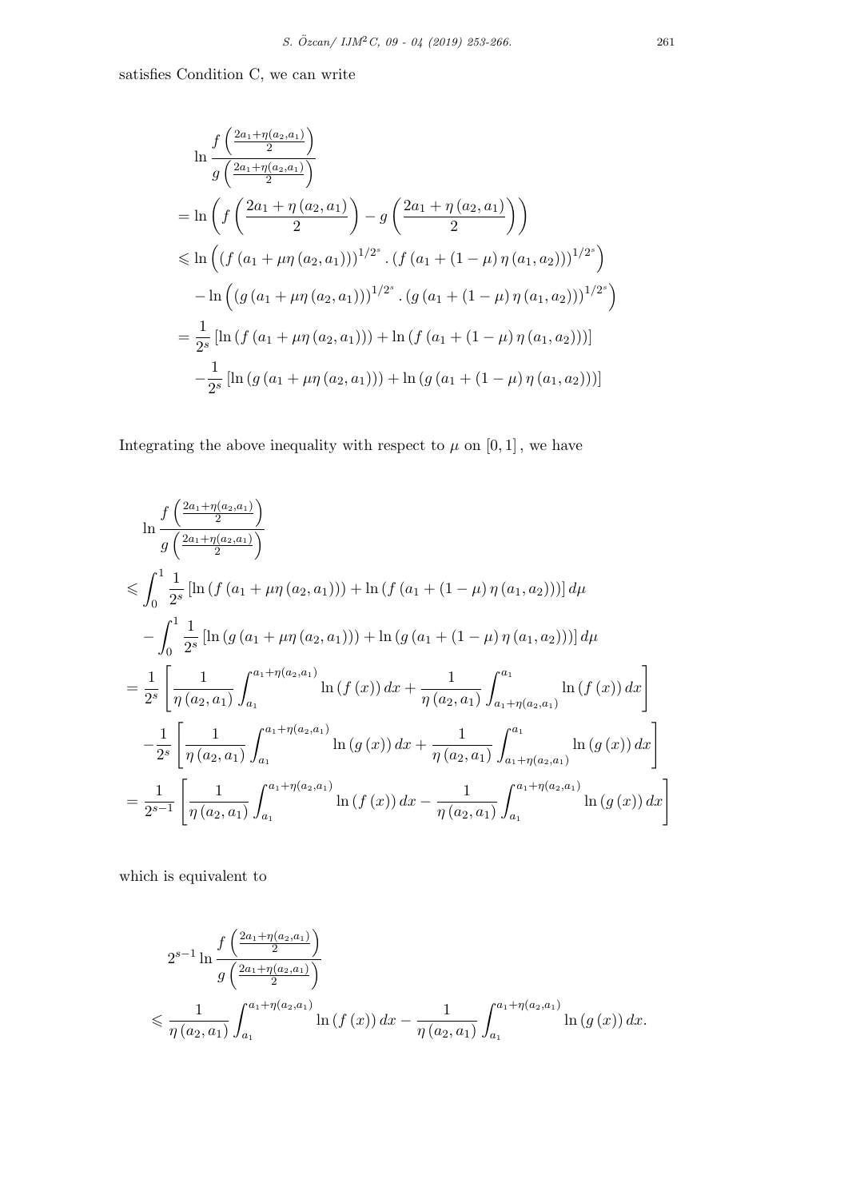satisfies Condition C, we can write

$$
\begin{aligned}
&\ln \frac{f\left(\frac{2a_1+\eta(a_2,a_1)}{2}\right)}{g\left(\frac{2a_1+\eta(a_2,a_1)}{2}\right)} \\
&= \ln \left( f\left(\frac{2a_1+\eta(a_2,a_1)}{2}\right) - g\left(\frac{2a_1+\eta(a_2,a_1)}{2}\right) \right) \\
&\leqslant \ln \left( \left(f\left(a_1+\mu\eta(a_2,a_1)\right)\right)^{1/2^s} . \left(f\left(a_1+(1-\mu)\eta(a_1,a_2)\right)\right)^{1/2^s} \right) \\
&\quad - \ln \left( \left(g\left(a_1+\mu\eta(a_2,a_1)\right)\right)^{1/2^s} . \left(g\left(a_1+(1-\mu)\eta(a_1,a_2)\right)\right)^{1/2^s} \right) \\
&= \frac{1}{2^s}\left[\ln\left(f\left(a_1+\mu\eta(a_2,a_1)\right)\right) + \ln\left(f\left(a_1+(1-\mu)\eta(a_1,a_2)\right)\right)\right] \\
&\quad - \frac{1}{2^s}\left[\ln\left(g\left(a_1+\mu\eta(a_2,a_1)\right)\right) + \ln\left(g\left(a_1+(1-\mu)\eta(a_1,a_2)\right)\right)\right]
\end{aligned}
$$

Integrating the above inequality with respect to $\mu$ on $[0,1]$, we have

$$
\begin{aligned}
&\ln \frac{f\left(\frac{2a_1+\eta(a_2,a_1)}{2}\right)}{g\left(\frac{2a_1+\eta(a_2,a_1)}{2}\right)} \\
&\leqslant \int_0^1 \frac{1}{2^s}\left[\ln\left(f\left(a_1+\mu\eta(a_2,a_1)\right)\right) + \ln\left(f\left(a_1+(1-\mu)\eta(a_1,a_2)\right)\right)\right] d\mu \\
&\quad - \int_0^1 \frac{1}{2^s}\left[\ln\left(g\left(a_1+\mu\eta(a_2,a_1)\right)\right) + \ln\left(g\left(a_1+(1-\mu)\eta(a_1,a_2)\right)\right)\right] d\mu \\
&= \frac{1}{2^s}\left[\frac{1}{\eta(a_2,a_1)}\int_{a_1}^{a_1+\eta(a_2,a_1)} \ln(f(x))\,dx + \frac{1}{\eta(a_2,a_1)}\int_{a_1+\eta(a_2,a_1)}^{a_1} \ln(f(x))\,dx\right] \\
&\quad - \frac{1}{2^s}\left[\frac{1}{\eta(a_2,a_1)}\int_{a_1}^{a_1+\eta(a_2,a_1)} \ln(g(x))\,dx + \frac{1}{\eta(a_2,a_1)}\int_{a_1+\eta(a_2,a_1)}^{a_1} \ln(g(x))\,dx\right] \\
&= \frac{1}{2^{s-1}}\left[\frac{1}{\eta(a_2,a_1)}\int_{a_1}^{a_1+\eta(a_2,a_1)} \ln(f(x))\,dx - \frac{1}{\eta(a_2,a_1)}\int_{a_1}^{a_1+\eta(a_2,a_1)} \ln(g(x))\,dx\right]
\end{aligned}
$$

which is equivalent to

$$
\begin{aligned}
&2^{s-1}\ln \frac{f\left(\frac{2a_1+\eta(a_2,a_1)}{2}\right)}{g\left(\frac{2a_1+\eta(a_2,a_1)}{2}\right)} \\
&\leqslant \frac{1}{\eta(a_2,a_1)}\int_{a_1}^{a_1+\eta(a_2,a_1)} \ln(f(x))\,dx - \frac{1}{\eta(a_2,a_1)}\int_{a_1}^{a_1+\eta(a_2,a_1)} \ln(g(x))\,dx.
\end{aligned}
$$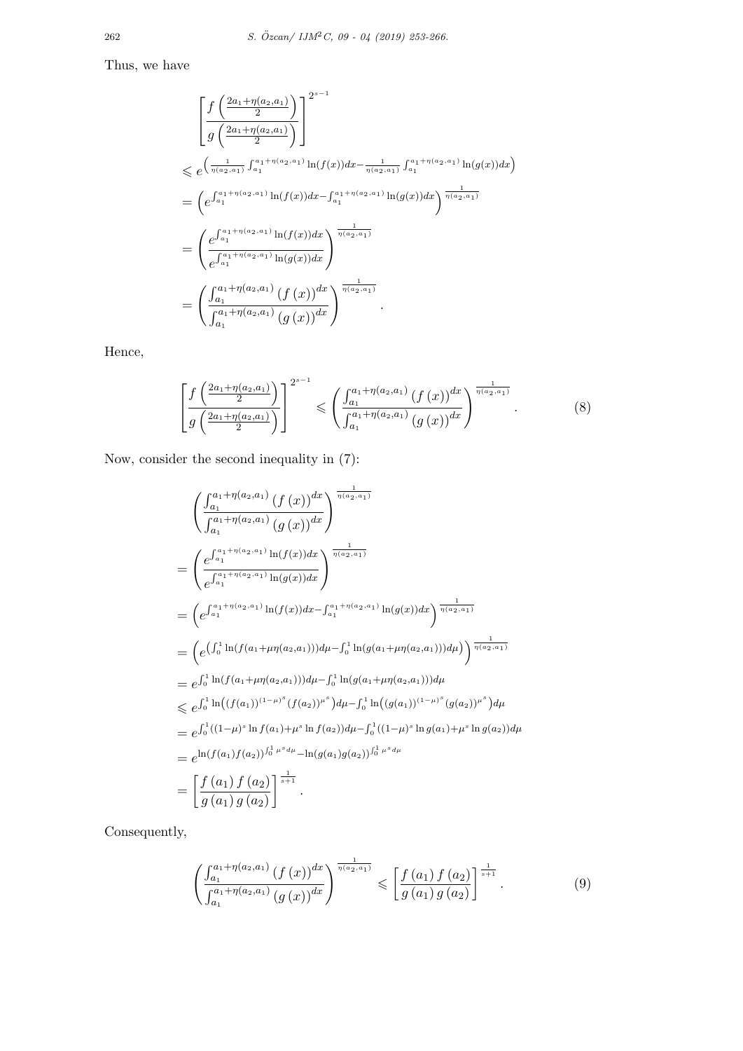Thus, we have

$$
\begin{aligned}
&\left[\frac{f\left(\frac{2a_1+\eta(a_2,a_1)}{2}\right)}{g\left(\frac{2a_1+\eta(a_2,a_1)}{2}\right)}\right]^{2^{s-1}} \\
&\leqslant e^{\left(\frac{1}{\eta(a_2,a_1)}\int_{a_1}^{a_1+\eta(a_2,a_1)}\ln(f(x))dx-\frac{1}{\eta(a_2,a_1)}\int_{a_1}^{a_1+\eta(a_2,a_1)}\ln(g(x))dx\right)} \\
&=\left(e^{\int_{a_1}^{a_1+\eta(a_2,a_1)}\ln(f(x))dx-\int_{a_1}^{a_1+\eta(a_2,a_1)}\ln(g(x))dx}\right)^{\frac{1}{\eta(a_2,a_1)}} \\
&=\left(\frac{e^{\int_{a_1}^{a_1+\eta(a_2,a_1)}\ln(f(x))dx}}{e^{\int_{a_1}^{a_1+\eta(a_2,a_1)}\ln(g(x))dx}}\right)^{\frac{1}{\eta(a_2,a_1)}} \\
&=\left(\frac{\int_{a_1}^{a_1+\eta(a_2,a_1)}\left(f\left(x\right)\right)^{dx}}{\int_{a_1}^{a_1+\eta(a_2,a_1)}\left(g\left(x\right)\right)^{dx}}\right)^{\frac{1}{\eta(a_2,a_1)}}.
\end{aligned}
$$

Hence,

$$
\left[\frac{f\left(\frac{2a_1+\eta(a_2,a_1)}{2}\right)}{g\left(\frac{2a_1+\eta(a_2,a_1)}{2}\right)}\right]^{2^{s-1}} \leqslant \left(\frac{\int_{a_1}^{a_1+\eta(a_2,a_1)}\left(f\left(x\right)\right)^{dx}}{\int_{a_1}^{a_1+\eta(a_2,a_1)}\left(g\left(x\right)\right)^{dx}}\right)^{\frac{1}{\eta(a_2,a_1)}}. \tag{8}
$$

Now, consider the second inequality in (7):

$$
\begin{aligned}
&\left(\frac{\int_{a_1}^{a_1+\eta(a_2,a_1)}\left(f\left(x\right)\right)^{dx}}{\int_{a_1}^{a_1+\eta(a_2,a_1)}\left(g\left(x\right)\right)^{dx}}\right)^{\frac{1}{\eta(a_2,a_1)}} \\
&=\left(\frac{e^{\int_{a_1}^{a_1+\eta(a_2,a_1)}\ln(f(x))dx}}{e^{\int_{a_1}^{a_1+\eta(a_2,a_1)}\ln(g(x))dx}}\right)^{\frac{1}{\eta(a_2,a_1)}} \\
&=\left(e^{\int_{a_1}^{a_1+\eta(a_2,a_1)}\ln(f(x))dx-\int_{a_1}^{a_1+\eta(a_2,a_1)}\ln(g(x))dx}\right)^{\frac{1}{\eta(a_2,a_1)}} \\
&=\left(e^{\left(\int_0^1\ln(f(a_1+\mu\eta(a_2,a_1)))d\mu-\int_0^1\ln(g(a_1+\mu\eta(a_2,a_1)))d\mu\right)}\right)^{\frac{1}{\eta(a_2,a_1)}} \\
&=e^{\int_0^1\ln(f(a_1+\mu\eta(a_2,a_1)))d\mu-\int_0^1\ln(g(a_1+\mu\eta(a_2,a_1)))d\mu} \\
&\leqslant e^{\int_0^1\ln\left((f(a_1))^{(1-\mu)^s}(f(a_2))^{\mu^s}\right)d\mu-\int_0^1\ln\left((g(a_1))^{(1-\mu)^s}(g(a_2))^{\mu^s}\right)d\mu} \\
&=e^{\int_0^1((1-\mu)^s\ln f(a_1)+\mu^s\ln f(a_2))d\mu-\int_0^1((1-\mu)^s\ln g(a_1)+\mu^s\ln g(a_2))d\mu} \\
&=e^{\ln(f(a_1)f(a_2))^{\int_0^1\mu^s d\mu}-\ln(g(a_1)g(a_2))^{\int_0^1\mu^s d\mu}} \\
&=\left[\frac{f\left(a_1\right)f\left(a_2\right)}{g\left(a_1\right)g\left(a_2\right)}\right]^{\frac{1}{s+1}}.
\end{aligned}
$$

Consequently,

$$
\left(\frac{\int_{a_1}^{a_1+\eta(a_2,a_1)}\left(f\left(x\right)\right)^{dx}}{\int_{a_1}^{a_1+\eta(a_2,a_1)}\left(g\left(x\right)\right)^{dx}}\right)^{\frac{1}{\eta(a_2,a_1)}} \leqslant \left[\frac{f\left(a_1\right)f\left(a_2\right)}{g\left(a_1\right)g\left(a_2\right)}\right]^{\frac{1}{s+1}}. \tag{9}
$$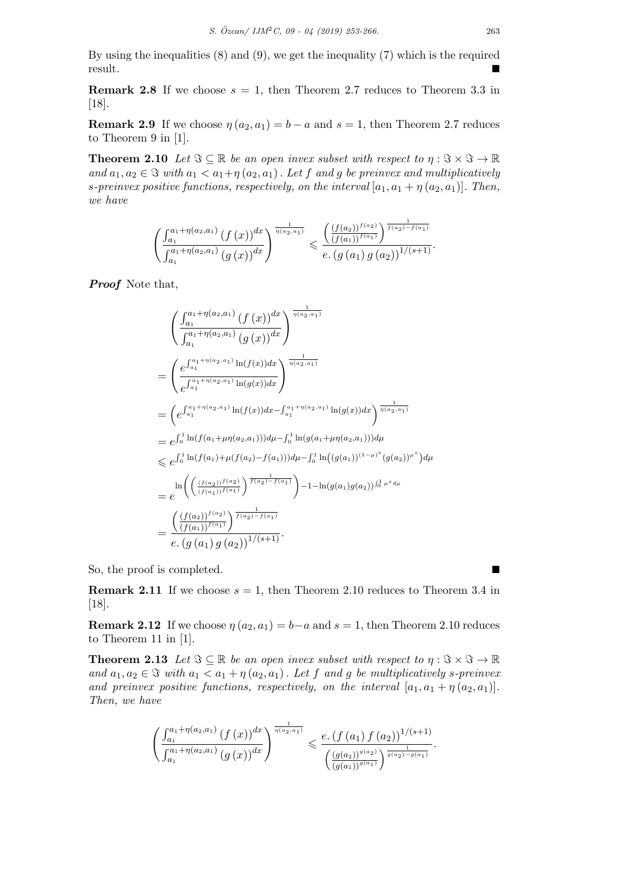By using the inequalities (8) and (9), we get the inequality (7) which is the required result. ∎

**Remark 2.8** If we choose $s = 1$, then Theorem 2.7 reduces to Theorem 3.3 in [18].

**Remark 2.9** If we choose $\eta(a_2, a_1) = b - a$ and $s = 1$, then Theorem 2.7 reduces to Theorem 9 in [1].

**Theorem 2.10** *Let $\Im \subseteq \mathbb{R}$ be an open invex subset with respect to $\eta : \Im \times \Im \to \mathbb{R}$ and $a_1, a_2 \in \Im$ with $a_1 < a_1 + \eta(a_2, a_1)$. Let $f$ and $g$ be preinvex and multiplicatively $s$-preinvex positive functions, respectively, on the interval $[a_1, a_1 + \eta(a_2, a_1)]$. Then, we have*

$$\left(\frac{\int_{a_1}^{a_1+\eta(a_2,a_1)} (f(x))^{dx}}{\int_{a_1}^{a_1+\eta(a_2,a_1)} (g(x))^{dx}}\right)^{\frac{1}{\eta(a_2,a_1)}} \leqslant \frac{\left(\frac{(f(a_2))^{f(a_2)}}{(f(a_1))^{f(a_1)}}\right)^{\frac{1}{f(a_2)-f(a_1)}}}{e.\left(g(a_1)\, g(a_2)\right)^{1/(s+1)}}.$$

***Proof*** Note that,

$$\begin{aligned}
&\left(\frac{\int_{a_1}^{a_1+\eta(a_2,a_1)} (f(x))^{dx}}{\int_{a_1}^{a_1+\eta(a_2,a_1)} (g(x))^{dx}}\right)^{\frac{1}{\eta(a_2,a_1)}} \\
&= \left(\frac{e^{\int_{a_1}^{a_1+\eta(a_2,a_1)} \ln(f(x))dx}}{e^{\int_{a_1}^{a_1+\eta(a_2,a_1)} \ln(g(x))dx}}\right)^{\frac{1}{\eta(a_2,a_1)}} \\
&= \left(e^{\int_{a_1}^{a_1+\eta(a_2,a_1)} \ln(f(x))dx - \int_{a_1}^{a_1+\eta(a_2,a_1)} \ln(g(x))dx}\right)^{\frac{1}{\eta(a_2,a_1)}} \\
&= e^{\int_0^1 \ln(f(a_1+\mu\eta(a_2,a_1)))d\mu - \int_0^1 \ln(g(a_1+\mu\eta(a_2,a_1)))d\mu} \\
&\leqslant e^{\int_0^1 \ln(f(a_1)+\mu(f(a_2)-f(a_1)))d\mu - \int_0^1 \ln\left((g(a_1))^{(1-\mu)^s}(g(a_2))^{\mu^s}\right)d\mu} \\
&= e^{\ln\left(\left(\frac{(f(a_2))^{f(a_2)}}{(f(a_1))^{f(a_1)}}\right)^{\frac{1}{f(a_2)-f(a_1)}}\right) - 1 - \ln(g(a_1)g(a_2))^{\int_0^1 \mu^s d\mu}} \\
&= \frac{\left(\frac{(f(a_2))^{f(a_2)}}{(f(a_1))^{f(a_1)}}\right)^{\frac{1}{f(a_2)-f(a_1)}}}{e.\left(g(a_1)\, g(a_2)\right)^{1/(s+1)}}.
\end{aligned}$$

So, the proof is completed. ∎

**Remark 2.11** If we choose $s = 1$, then Theorem 2.10 reduces to Theorem 3.4 in [18].

**Remark 2.12** If we choose $\eta(a_2, a_1) = b - a$ and $s = 1$, then Theorem 2.10 reduces to Theorem 11 in [1].

**Theorem 2.13** *Let $\Im \subseteq \mathbb{R}$ be an open invex subset with respect to $\eta : \Im \times \Im \to \mathbb{R}$ and $a_1, a_2 \in \Im$ with $a_1 < a_1 + \eta(a_2, a_1)$. Let $f$ and $g$ be multiplicatively $s$-preinvex and preinvex positive functions, respectively, on the interval $[a_1, a_1 + \eta(a_2, a_1)]$. Then, we have*

$$\left(\frac{\int_{a_1}^{a_1+\eta(a_2,a_1)} (f(x))^{dx}}{\int_{a_1}^{a_1+\eta(a_2,a_1)} (g(x))^{dx}}\right)^{\frac{1}{\eta(a_2,a_1)}} \leqslant \frac{e.\left(f(a_1)\, f(a_2)\right)^{1/(s+1)}}{\left(\frac{(g(a_2))^{g(a_2)}}{(g(a_1))^{g(a_1)}}\right)^{\frac{1}{g(a_2)-g(a_1)}}}.$$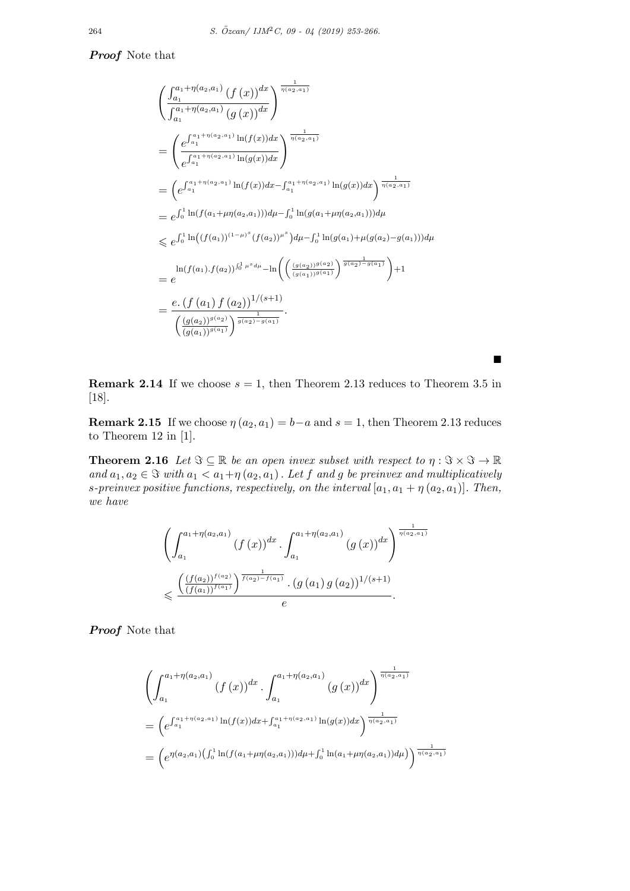***Proof*** Note that

$$
\begin{aligned}
&\left(\frac{\int_{a_1}^{a_1+\eta(a_2,a_1)}(f(x))^{dx}}{\int_{a_1}^{a_1+\eta(a_2,a_1)}(g(x))^{dx}}\right)^{\frac{1}{\eta(a_2,a_1)}} \\
&= \left(\frac{e^{\int_{a_1}^{a_1+\eta(a_2,a_1)}\ln(f(x))dx}}{e^{\int_{a_1}^{a_1+\eta(a_2,a_1)}\ln(g(x))dx}}\right)^{\frac{1}{\eta(a_2,a_1)}} \\
&= \left(e^{\int_{a_1}^{a_1+\eta(a_2,a_1)}\ln(f(x))dx-\int_{a_1}^{a_1+\eta(a_2,a_1)}\ln(g(x))dx}\right)^{\frac{1}{\eta(a_2,a_1)}} \\
&= e^{\int_0^1 \ln(f(a_1+\mu\eta(a_2,a_1)))d\mu-\int_0^1 \ln(g(a_1+\mu\eta(a_2,a_1)))d\mu} \\
&\leqslant e^{\int_0^1 \ln\left((f(a_1))^{(1-\mu)^s}(f(a_2))^{\mu^s}\right)d\mu-\int_0^1 \ln(g(a_1)+\mu(g(a_2)-g(a_1)))d\mu} \\
&= e^{\ln(f(a_1).f(a_2))^{\int_0^1 \mu^s d\mu}-\ln\left(\left(\frac{(g(a_2))^{g(a_2)}}{(g(a_1))^{g(a_1)}}\right)^{\frac{1}{g(a_2)-g(a_1)}}\right)+1} \\
&= \frac{e.\left(f(a_1)f(a_2)\right)^{1/(s+1)}}{\left(\frac{(g(a_2))^{g(a_2)}}{(g(a_1))^{g(a_1)}}\right)^{\frac{1}{g(a_2)-g(a_1)}}}.
\end{aligned}
$$

■

**Remark 2.14** If we choose $s = 1$, then Theorem 2.13 reduces to Theorem 3.5 in [18].

**Remark 2.15** If we choose $\eta(a_2, a_1) = b-a$ and $s = 1$, then Theorem 2.13 reduces to Theorem 12 in [1].

**Theorem 2.16** *Let $\Im \subseteq \mathbb{R}$ be an open invex subset with respect to $\eta : \Im \times \Im \to \mathbb{R}$ and $a_1, a_2 \in \Im$ with $a_1 < a_1+\eta(a_2, a_1)$. Let $f$ and $g$ be preinvex and multiplicatively s-preinvex positive functions, respectively, on the interval $[a_1, a_1 + \eta(a_2, a_1)]$. Then, we have*

$$
\left(\int_{a_1}^{a_1+\eta(a_2,a_1)}(f(x))^{dx}.\int_{a_1}^{a_1+\eta(a_2,a_1)}(g(x))^{dx}\right)^{\frac{1}{\eta(a_2,a_1)}}
\leqslant \frac{\left(\frac{(f(a_2))^{f(a_2)}}{(f(a_1))^{f(a_1)}}\right)^{\frac{1}{f(a_2)-f(a_1)}}.\left(g(a_1)g(a_2)\right)^{1/(s+1)}}{e}.
$$

***Proof*** Note that

$$
\begin{aligned}
&\left(\int_{a_1}^{a_1+\eta(a_2,a_1)}(f(x))^{dx}.\int_{a_1}^{a_1+\eta(a_2,a_1)}(g(x))^{dx}\right)^{\frac{1}{\eta(a_2,a_1)}} \\
&= \left(e^{\int_{a_1}^{a_1+\eta(a_2,a_1)}\ln(f(x))dx+\int_{a_1}^{a_1+\eta(a_2,a_1)}\ln(g(x))dx}\right)^{\frac{1}{\eta(a_2,a_1)}} \\
&= \left(e^{\eta(a_2,a_1)\left(\int_0^1 \ln(f(a_1+\mu\eta(a_2,a_1)))d\mu+\int_0^1 \ln(a_1+\mu\eta(a_2,a_1))d\mu\right)}\right)^{\frac{1}{\eta(a_2,a_1)}}
\end{aligned}
$$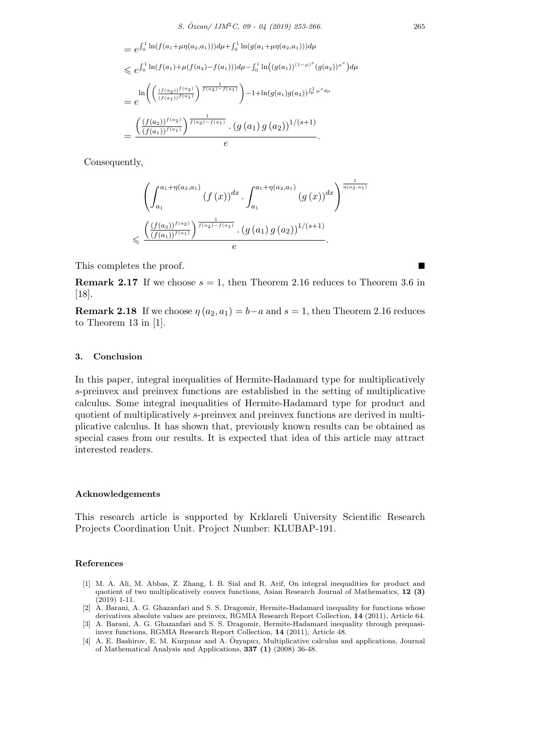$$= e^{\int_0^1 \ln(f(a_1+\mu\eta(a_2,a_1)))d\mu + \int_0^1 \ln(g(a_1+\mu\eta(a_2,a_1)))d\mu}$$

$$\leqslant e^{\int_0^1 \ln(f(a_1)+\mu(f(a_2)-f(a_1)))d\mu - \int_0^1 \ln\left((g(a_1))^{(1-\mu)^s}(g(a_2))^{\mu^s}\right)d\mu}$$

$$= e^{\ln\left(\left(\frac{(f(a_2))^{f(a_2)}}{(f(a_1))^{f(a_1)}}\right)^{\frac{1}{f(a_2)-f(a_1)}}\right) - 1 + \ln(g(a_1)g(a_2))^{\int_0^1 \mu^s d\mu}}$$

$$= \frac{\left(\frac{(f(a_2))^{f(a_2)}}{(f(a_1))^{f(a_1)}}\right)^{\frac{1}{f(a_2)-f(a_1)}} \cdot \left(g\left(a_1\right)g\left(a_2\right)\right)^{1/(s+1)}}{e}.$$

Consequently,

$$\left(\int_{a_1}^{a_1+\eta(a_2,a_1)} \left(f\left(x\right)\right)^{dx} \cdot \int_{a_1}^{a_1+\eta(a_2,a_1)} \left(g\left(x\right)\right)^{dx}\right)^{\frac{1}{\eta(a_2,a_1)}}$$

$$\leqslant \frac{\left(\frac{(f(a_2))^{f(a_2)}}{(f(a_1))^{f(a_1)}}\right)^{\frac{1}{f(a_2)-f(a_1)}} \cdot \left(g\left(a_1\right)g\left(a_2\right)\right)^{1/(s+1)}}{e}.$$

This completes the proof. ■

**Remark 2.17** If we choose $s = 1$, then Theorem 2.16 reduces to Theorem 3.6 in [18].

**Remark 2.18** If we choose $\eta\left(a_2, a_1\right) = b - a$ and $s = 1$, then Theorem 2.16 reduces to Theorem 13 in [1].

## 3. Conclusion

In this paper, integral inequalities of Hermite-Hadamard type for multiplicatively $s$-preinvex and preinvex functions are established in the setting of multiplicative calculus. Some integral inequalities of Hermite-Hadamard type for product and quotient of multiplicatively $s$-preinvex and preinvex functions are derived in multiplicative calculus. It has shown that, previously known results can be obtained as special cases from our results. It is expected that idea of this article may attract interested readers.

### Acknowledgements

This research article is supported by Krklareli University Scientific Research Projects Coordination Unit. Project Number: KLUBAP-191.

### References

[1] M. A. Ali, M. Abbas, Z. Zhang, I. B. Sial and R. Arif, On integral inequalities for product and quotient of two multiplicatively convex functions, Asian Research Journal of Mathematics, **12 (3)** (2019) 1-11.

[2] A. Barani, A. G. Ghazanfari and S. S. Dragomir, Hermite-Hadamard inequality for functions whose derivatives absolute values are preinvex, RGMIA Research Report Collection, **14** (2011), Article 64.

[3] A. Barani, A. G. Ghazanfari and S. S. Dragomir, Hermite-Hadamard inequality through prequasi-invex functions, RGMIA Research Report Collection, **14** (2011), Article 48.

[4] A. E. Bashirov, E. M. Kurpınar and A. Özyapıcı, Multiplicative calculus and applications, Journal of Mathematical Analysis and Applications, **337 (1)** (2008) 36-48.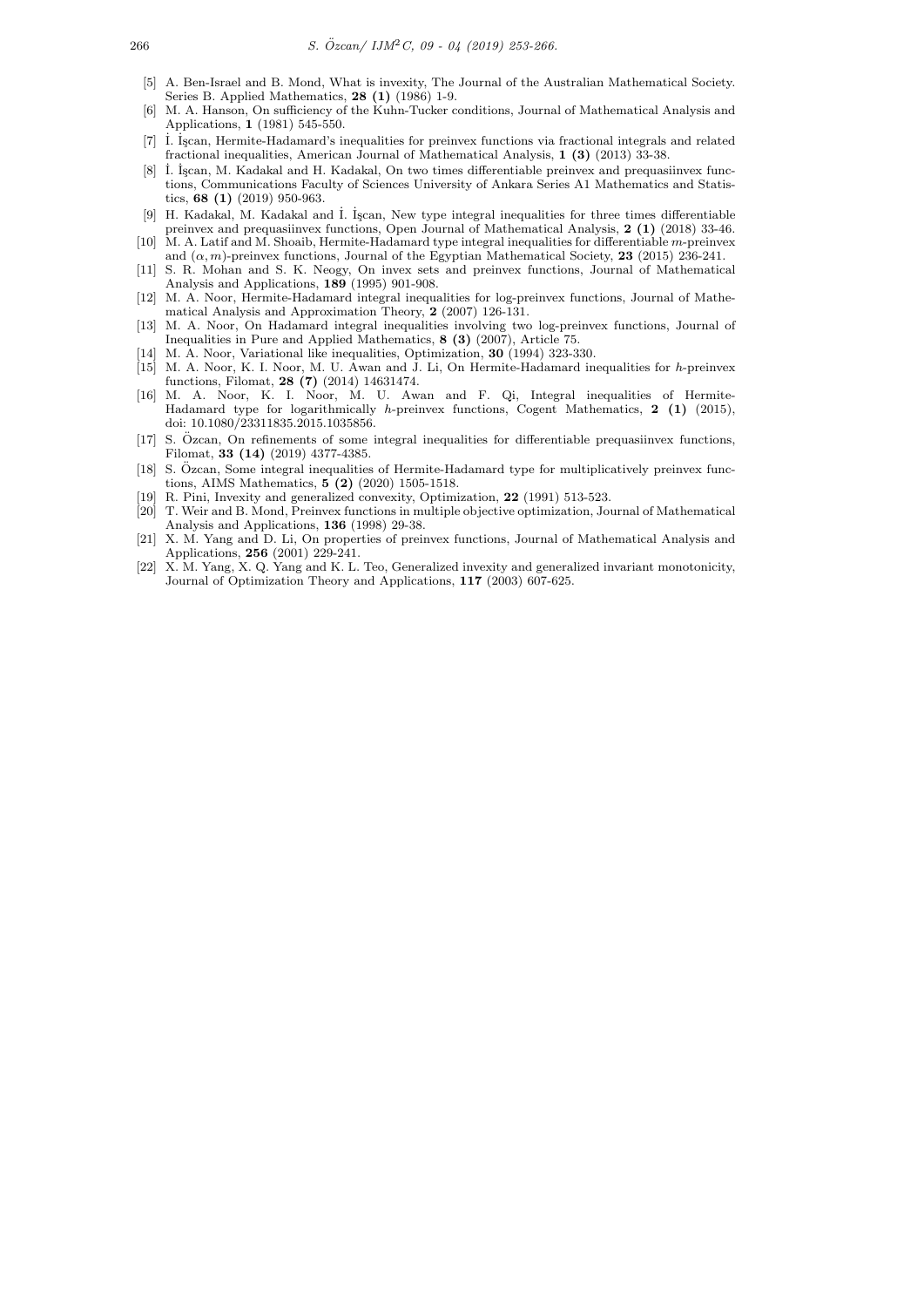[5] A. Ben-Israel and B. Mond, What is invexity, The Journal of the Australian Mathematical Society. Series B. Applied Mathematics, **28 (1)** (1986) 1-9.

[6] M. A. Hanson, On sufficiency of the Kuhn-Tucker conditions, Journal of Mathematical Analysis and Applications, **1** (1981) 545-550.

[7] İ. İşcan, Hermite-Hadamard's inequalities for preinvex functions via fractional integrals and related fractional inequalities, American Journal of Mathematical Analysis, **1 (3)** (2013) 33-38.

[8] İ. İşcan, M. Kadakal and H. Kadakal, On two times differentiable preinvex and prequasiinvex functions, Communications Faculty of Sciences University of Ankara Series A1 Mathematics and Statistics, **68 (1)** (2019) 950-963.

[9] H. Kadakal, M. Kadakal and İ. İşcan, New type integral inequalities for three times differentiable preinvex and prequasiinvex functions, Open Journal of Mathematical Analysis, **2 (1)** (2018) 33-46.

[10] M. A. Latif and M. Shoaib, Hermite-Hadamard type integral inequalities for differentiable $m$-preinvex and $(\alpha, m)$-preinvex functions, Journal of the Egyptian Mathematical Society, **23** (2015) 236-241.

[11] S. R. Mohan and S. K. Neogy, On invex sets and preinvex functions, Journal of Mathematical Analysis and Applications, **189** (1995) 901-908.

[12] M. A. Noor, Hermite-Hadamard integral inequalities for log-preinvex functions, Journal of Mathematical Analysis and Approximation Theory, **2** (2007) 126-131.

[13] M. A. Noor, On Hadamard integral inequalities involving two log-preinvex functions, Journal of Inequalities in Pure and Applied Mathematics, **8 (3)** (2007), Article 75.

[14] M. A. Noor, Variational like inequalities, Optimization, **30** (1994) 323-330.

[15] M. A. Noor, K. I. Noor, M. U. Awan and J. Li, On Hermite-Hadamard inequalities for $h$-preinvex functions, Filomat, **28 (7)** (2014) 14631474.

[16] M. A. Noor, K. I. Noor, M. U. Awan and F. Qi, Integral inequalities of Hermite-Hadamard type for logarithmically $h$-preinvex functions, Cogent Mathematics, **2 (1)** (2015), doi: 10.1080/23311835.2015.1035856.

[17] S. Özcan, On refinements of some integral inequalities for differentiable prequasiinvex functions, Filomat, **33 (14)** (2019) 4377-4385.

[18] S. Özcan, Some integral inequalities of Hermite-Hadamard type for multiplicatively preinvex functions, AIMS Mathematics, **5 (2)** (2020) 1505-1518.

[19] R. Pini, Invexity and generalized convexity, Optimization, **22** (1991) 513-523.

[20] T. Weir and B. Mond, Preinvex functions in multiple objective optimization, Journal of Mathematical Analysis and Applications, **136** (1998) 29-38.

[21] X. M. Yang and D. Li, On properties of preinvex functions, Journal of Mathematical Analysis and Applications, **256** (2001) 229-241.

[22] X. M. Yang, X. Q. Yang and K. L. Teo, Generalized invexity and generalized invariant monotonicity, Journal of Optimization Theory and Applications, **117** (2003) 607-625.